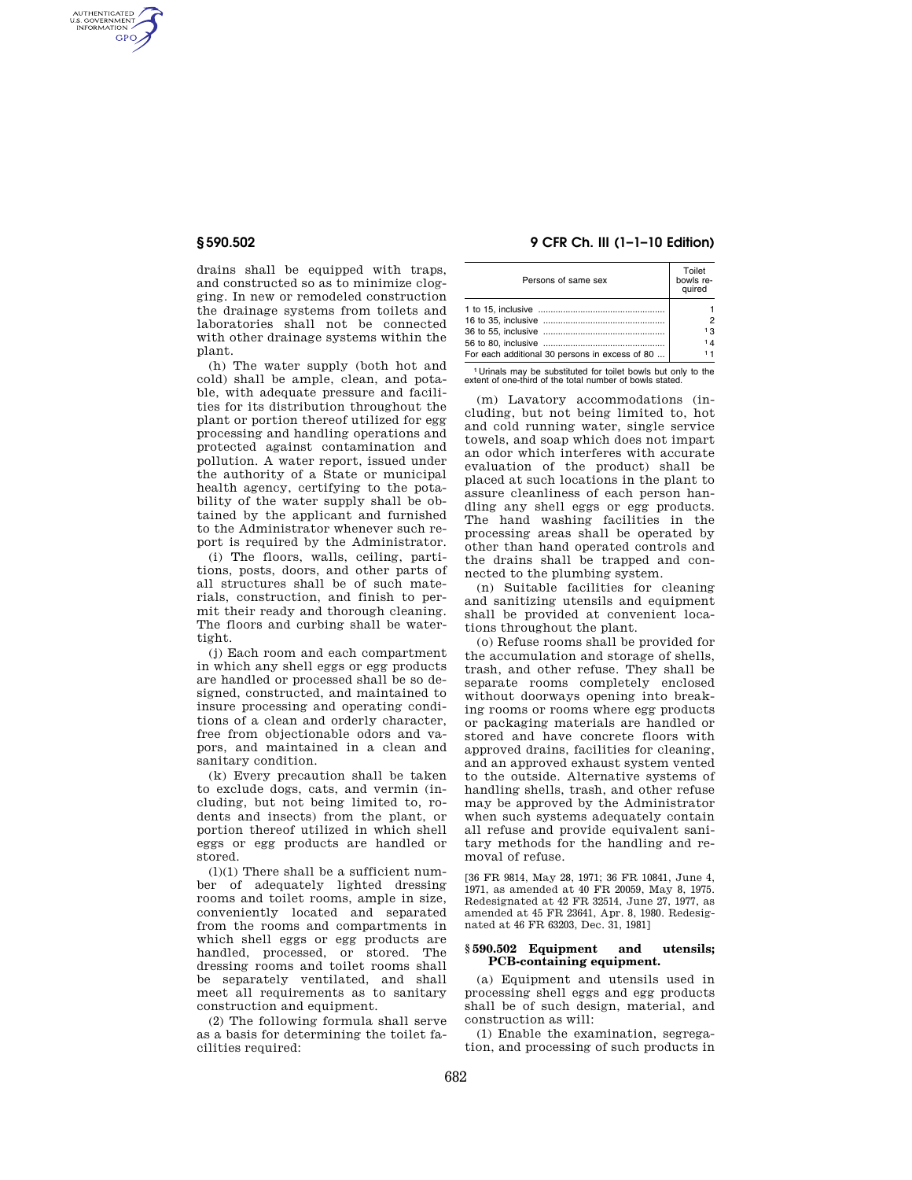drains shall be equipped with traps, and constructed so as to minimize clogging. In new or remodeled construction the drainage systems from toilets and laboratories shall not be connected with other drainage systems within the plant.

(h) The water supply (both hot and cold) shall be ample, clean, and potable, with adequate pressure and facilities for its distribution throughout the plant or portion thereof utilized for egg processing and handling operations and protected against contamination and pollution. A water report, issued under the authority of a State or municipal health agency, certifying to the potability of the water supply shall be obtained by the applicant and furnished to the Administrator whenever such report is required by the Administrator.

(i) The floors, walls, ceiling, partitions, posts, doors, and other parts of all structures shall be of such materials, construction, and finish to permit their ready and thorough cleaning. The floors and curbing shall be watertight.

(j) Each room and each compartment in which any shell eggs or egg products are handled or processed shall be so designed, constructed, and maintained to insure processing and operating conditions of a clean and orderly character, free from objectionable odors and vapors, and maintained in a clean and sanitary condition.

(k) Every precaution shall be taken to exclude dogs, cats, and vermin (including, but not being limited to, rodents and insects) from the plant, or portion thereof utilized in which shell eggs or egg products are handled or stored.

(l)(1) There shall be a sufficient number of adequately lighted dressing rooms and toilet rooms, ample in size, conveniently located and separated from the rooms and compartments in which shell eggs or egg products are handled, processed, or stored. The dressing rooms and toilet rooms shall be separately ventilated, and shall meet all requirements as to sanitary construction and equipment.

(2) The following formula shall serve as a basis for determining the toilet facilities required:

| Persons of same sex | Toilet bowls required |
|---|---|
| 1 to 15, inclusive | 1 |
| 16 to 35, inclusive | 2 |
| 36 to 55, inclusive | [1] 3 |
| 56 to 80, inclusive | [1] 4 |
| For each additional 30 persons in excess of 80 | [1] 1 |

[1] Urinals may be substituted for toilet bowls but only to the extent of one-third of the total number of bowls stated.

(m) Lavatory accommodations (including, but not being limited to, hot and cold running water, single service towels, and soap which does not impart an odor which interferes with accurate evaluation of the product) shall be placed at such locations in the plant to assure cleanliness of each person handling any shell eggs or egg products. The hand washing facilities in the processing areas shall be operated by other than hand operated controls and the drains shall be trapped and connected to the plumbing system.

(n) Suitable facilities for cleaning and sanitizing utensils and equipment shall be provided at convenient locations throughout the plant.

(o) Refuse rooms shall be provided for the accumulation and storage of shells, trash, and other refuse. They shall be separate rooms completely enclosed without doorways opening into breaking rooms or rooms where egg products or packaging materials are handled or stored and have concrete floors with approved drains, facilities for cleaning, and an approved exhaust system vented to the outside. Alternative systems of handling shells, trash, and other refuse may be approved by the Administrator when such systems adequately contain all refuse and provide equivalent sanitary methods for the handling and removal of refuse.

[36 FR 9814, May 28, 1971; 36 FR 10841, June 4, 1971, as amended at 40 FR 20059, May 8, 1975. Redesignated at 42 FR 32514, June 27, 1977, as amended at 45 FR 23641, Apr. 8, 1980. Redesignated at 46 FR 63203, Dec. 31, 1981]

### § 590.502 Equipment and utensils; PCB-containing equipment.

(a) Equipment and utensils used in processing shell eggs and egg products shall be of such design, material, and construction as will:

(1) Enable the examination, segregation, and processing of such products in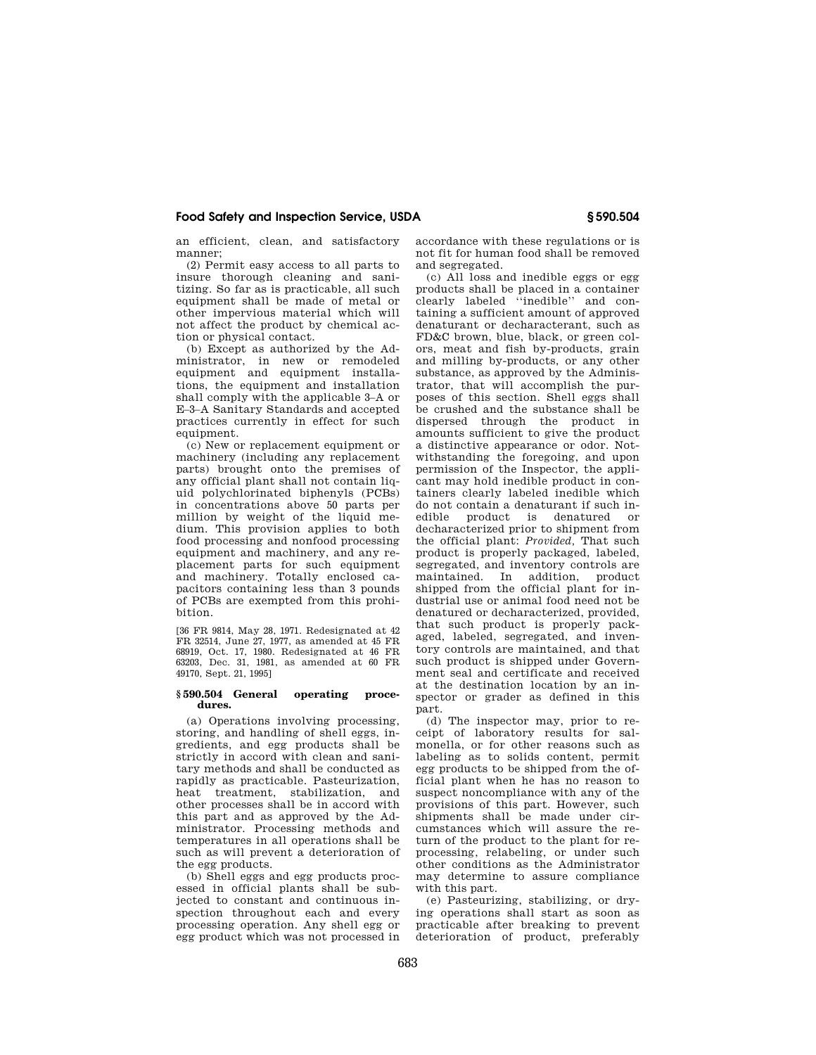an efficient, clean, and satisfactory manner;

(2) Permit easy access to all parts to insure thorough cleaning and sanitizing. So far as is practicable, all such equipment shall be made of metal or other impervious material which will not affect the product by chemical action or physical contact.

(b) Except as authorized by the Administrator, in new or remodeled equipment and equipment installations, the equipment and installation shall comply with the applicable 3–A or E–3–A Sanitary Standards and accepted practices currently in effect for such equipment.

(c) New or replacement equipment or machinery (including any replacement parts) brought onto the premises of any official plant shall not contain liquid polychlorinated biphenyls (PCBs) in concentrations above 50 parts per million by weight of the liquid medium. This provision applies to both food processing and nonfood processing equipment and machinery, and any replacement parts for such equipment and machinery. Totally enclosed capacitors containing less than 3 pounds of PCBs are exempted from this prohibition.

[36 FR 9814, May 28, 1971. Redesignated at 42 FR 32514, June 27, 1977, as amended at 45 FR 68919, Oct. 17, 1980. Redesignated at 46 FR 63203, Dec. 31, 1981, as amended at 60 FR 49170, Sept. 21, 1995]

### § 590.504 General operating procedures.

(a) Operations involving processing, storing, and handling of shell eggs, ingredients, and egg products shall be strictly in accord with clean and sanitary methods and shall be conducted as rapidly as practicable. Pasteurization, heat treatment, stabilization, and other processes shall be in accord with this part and as approved by the Administrator. Processing methods and temperatures in all operations shall be such as will prevent a deterioration of the egg products.

(b) Shell eggs and egg products processed in official plants shall be subjected to constant and continuous inspection throughout each and every processing operation. Any shell egg or egg product which was not processed in accordance with these regulations or is not fit for human food shall be removed and segregated.

(c) All loss and inedible eggs or egg products shall be placed in a container clearly labeled ''inedible'' and containing a sufficient amount of approved denaturant or decharacterant, such as FD&C brown, blue, black, or green colors, meat and fish by-products, grain and milling by-products, or any other substance, as approved by the Administrator, that will accomplish the purposes of this section. Shell eggs shall be crushed and the substance shall be dispersed through the product in amounts sufficient to give the product a distinctive appearance or odor. Notwithstanding the foregoing, and upon permission of the Inspector, the applicant may hold inedible product in containers clearly labeled inedible which do not contain a denaturant if such inedible product is denatured or decharacterized prior to shipment from the official plant: *Provided,* That such product is properly packaged, labeled, segregated, and inventory controls are maintained. In addition, product shipped from the official plant for industrial use or animal food need not be denatured or decharacterized, provided, that such product is properly packaged, labeled, segregated, and inventory controls are maintained, and that such product is shipped under Government seal and certificate and received at the destination location by an inspector or grader as defined in this part.

(d) The inspector may, prior to receipt of laboratory results for salmonella, or for other reasons such as labeling as to solids content, permit egg products to be shipped from the official plant when he has no reason to suspect noncompliance with any of the provisions of this part. However, such shipments shall be made under circumstances which will assure the return of the product to the plant for reprocessing, relabeling, or under such other conditions as the Administrator may determine to assure compliance with this part.

(e) Pasteurizing, stabilizing, or drying operations shall start as soon as practicable after breaking to prevent deterioration of product, preferably